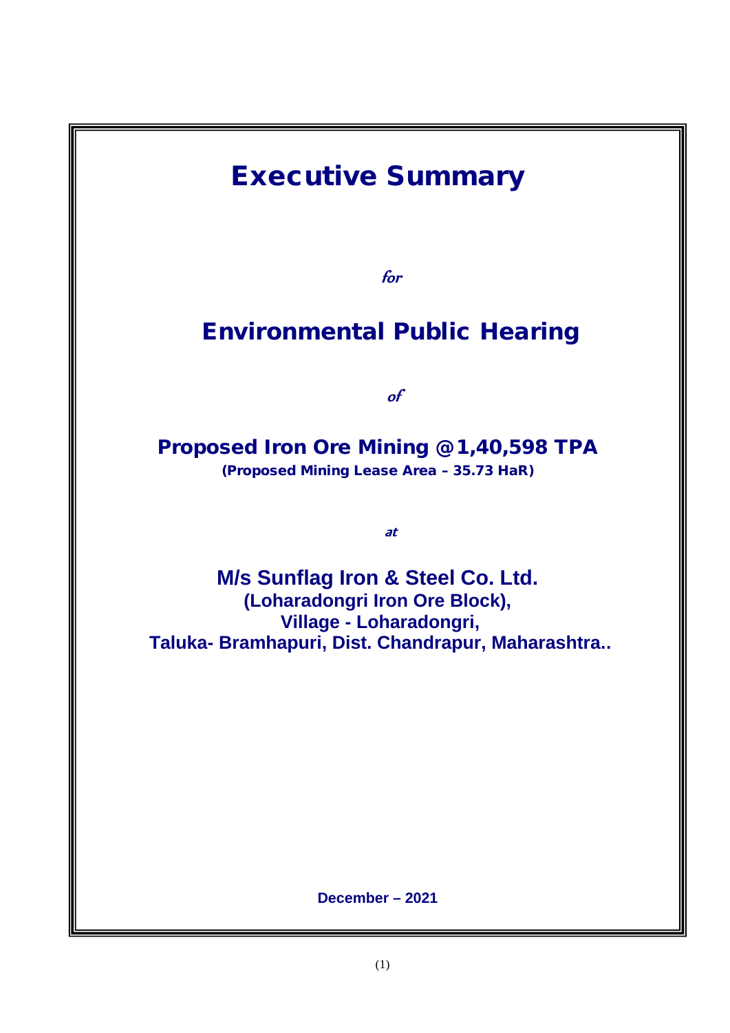# Executive Summary

*for*

# Environmental Public Hearing

*of*

## Proposed Iron Ore Mining @1,40,598 TPA

**(Proposed Mining Lease Area – 35.73 HaR)**

*at*

## M/s Sunflag Iron & Steel Co. Ltd.

**(Loharadongri Iron Ore Block),**
**Village - Loharadongri,**
**Taluka- Bramhapuri, Dist. Chandrapur, Maharashtra..**

**December – 2021**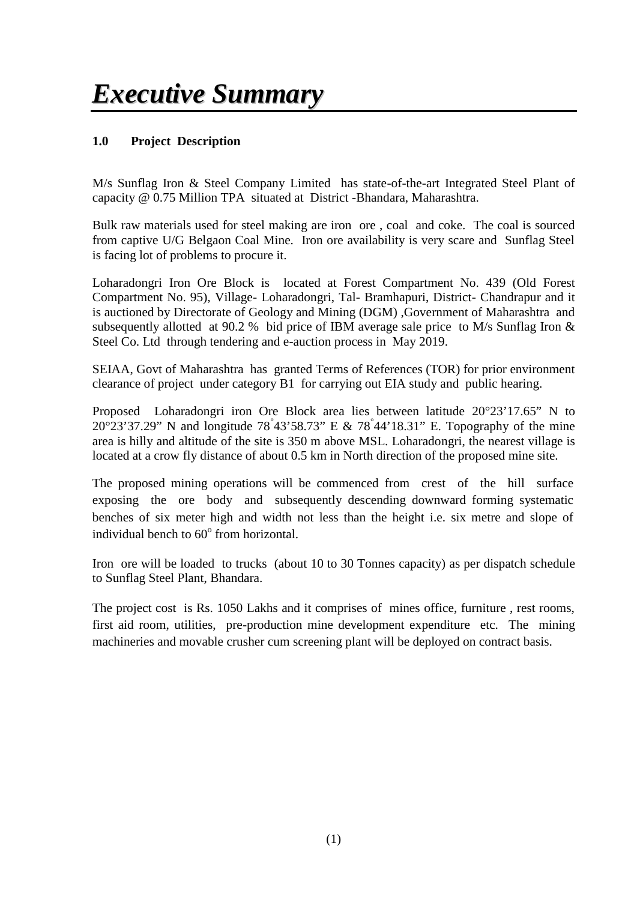# *Executive Summary*

## 1.0 Project Description

M/s Sunflag Iron & Steel Company Limited has state-of-the-art Integrated Steel Plant of capacity @ 0.75 Million TPA situated at District -Bhandara, Maharashtra.

Bulk raw materials used for steel making are iron ore , coal and coke. The coal is sourced from captive U/G Belgaon Coal Mine. Iron ore availability is very scare and Sunflag Steel is facing lot of problems to procure it.

Loharadongri Iron Ore Block is located at Forest Compartment No. 439 (Old Forest Compartment No. 95), Village- Loharadongri, Tal- Bramhapuri, District- Chandrapur and it is auctioned by Directorate of Geology and Mining (DGM) ,Government of Maharashtra and subsequently allotted at 90.2 % bid price of IBM average sale price to M/s Sunflag Iron & Steel Co. Ltd through tendering and e-auction process in May 2019.

SEIAA, Govt of Maharashtra has granted Terms of References (TOR) for prior environment clearance of project under category B1 for carrying out EIA study and public hearing.

Proposed Loharadongri iron Ore Block area lies between latitude 20°23'17.65" N to 20°23'37.29" N and longitude 78°43'58.73" E & 78°44'18.31" E. Topography of the mine area is hilly and altitude of the site is 350 m above MSL. Loharadongri, the nearest village is located at a crow fly distance of about 0.5 km in North direction of the proposed mine site.

The proposed mining operations will be commenced from crest of the hill surface exposing the ore body and subsequently descending downward forming systematic benches of six meter high and width not less than the height i.e. six metre and slope of individual bench to $60^{o}$ from horizontal.

Iron ore will be loaded to trucks (about 10 to 30 Tonnes capacity) as per dispatch schedule to Sunflag Steel Plant, Bhandara.

The project cost is Rs. 1050 Lakhs and it comprises of mines office, furniture , rest rooms, first aid room, utilities, pre-production mine development expenditure etc. The mining machineries and movable crusher cum screening plant will be deployed on contract basis.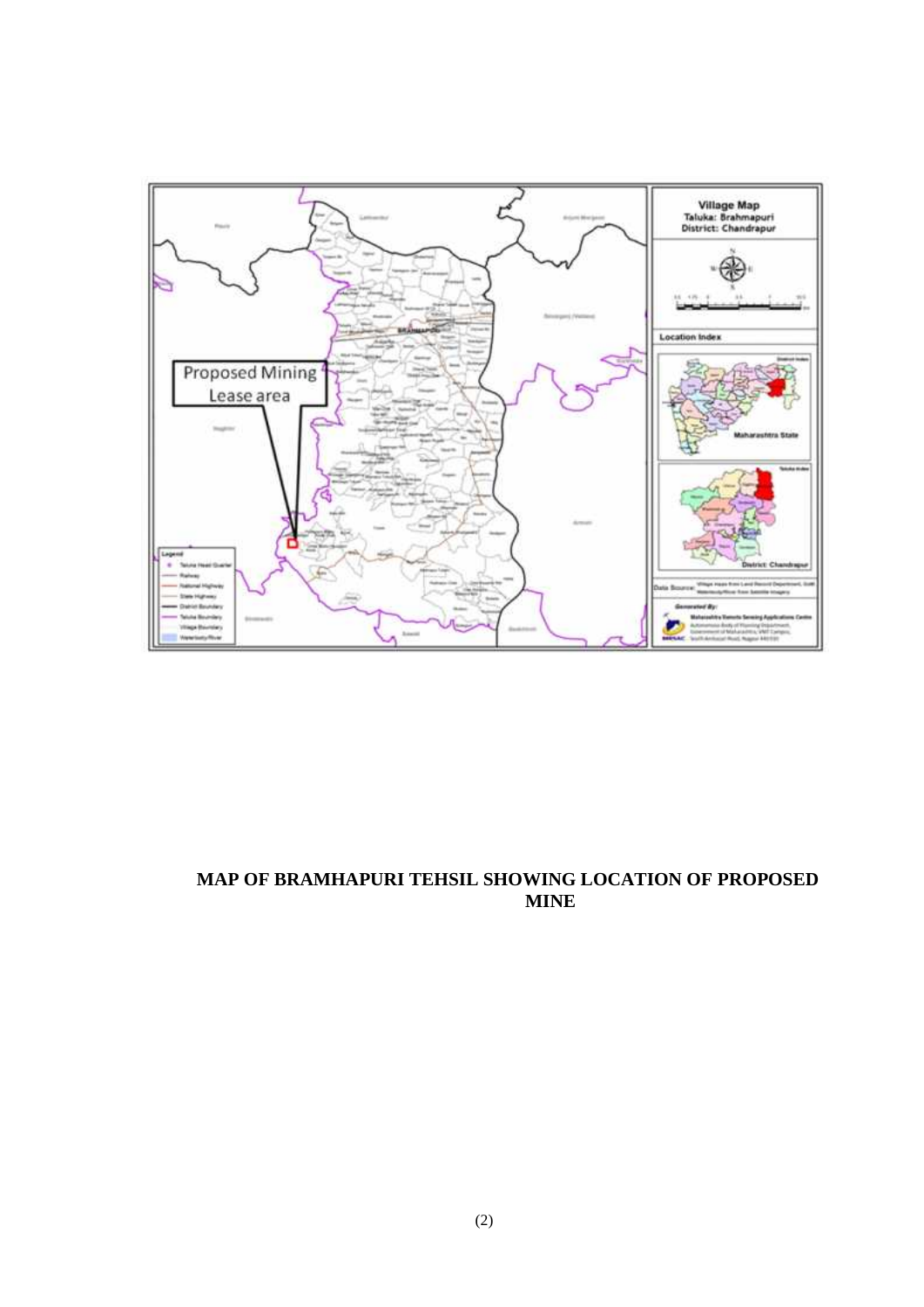**MAP OF BRAMHAPURI TEHSIL SHOWING LOCATION OF PROPOSED MINE**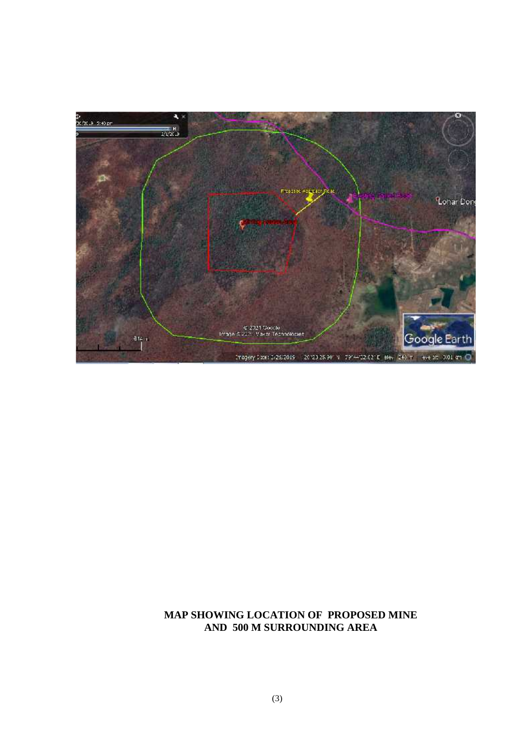**MAP SHOWING LOCATION OF PROPOSED MINE AND 500 M SURROUNDING AREA**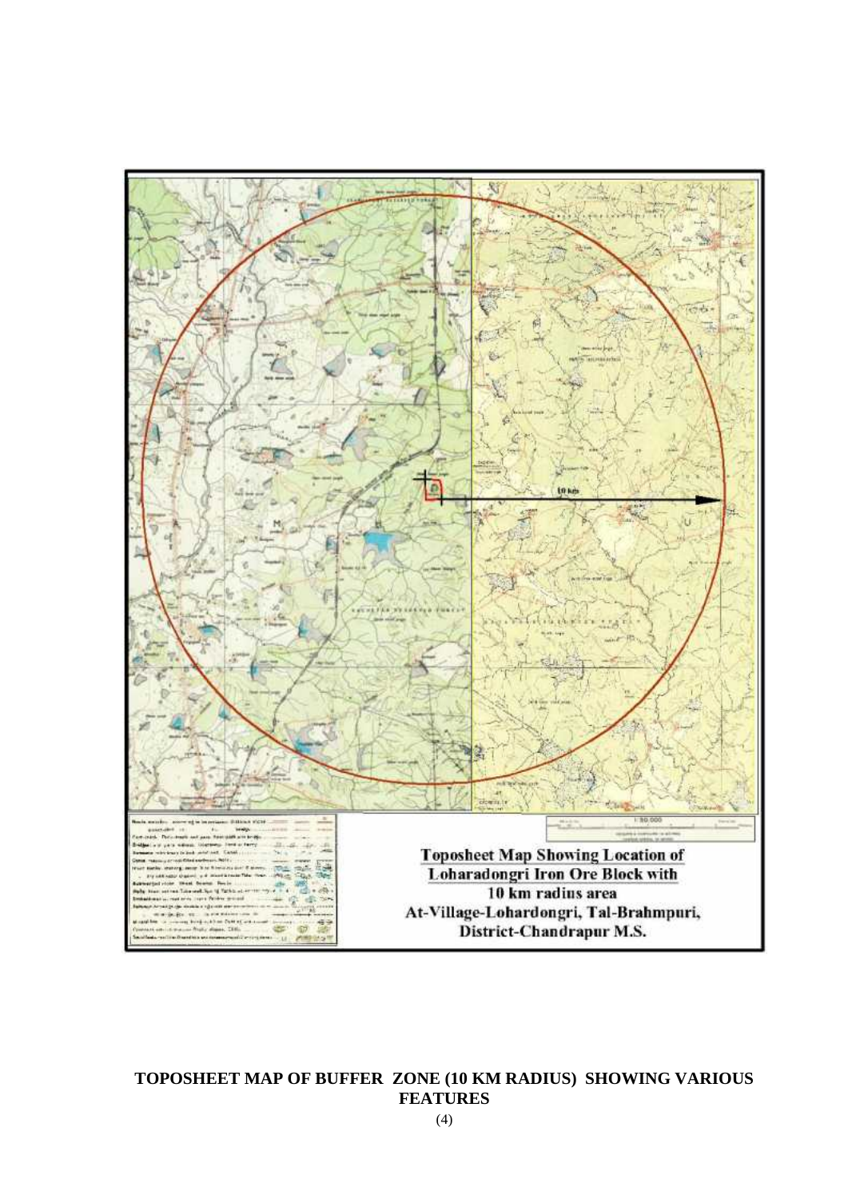**Toposheet Map Showing Location of Loharadongri Iron Ore Block with 10 km radius area At-Village-Lohardongri, Tal-Brahmpuri, District-Chandrapur M.S.**

**TOPOSHEET MAP OF BUFFER ZONE (10 KM RADIUS) SHOWING VARIOUS FEATURES**

(4)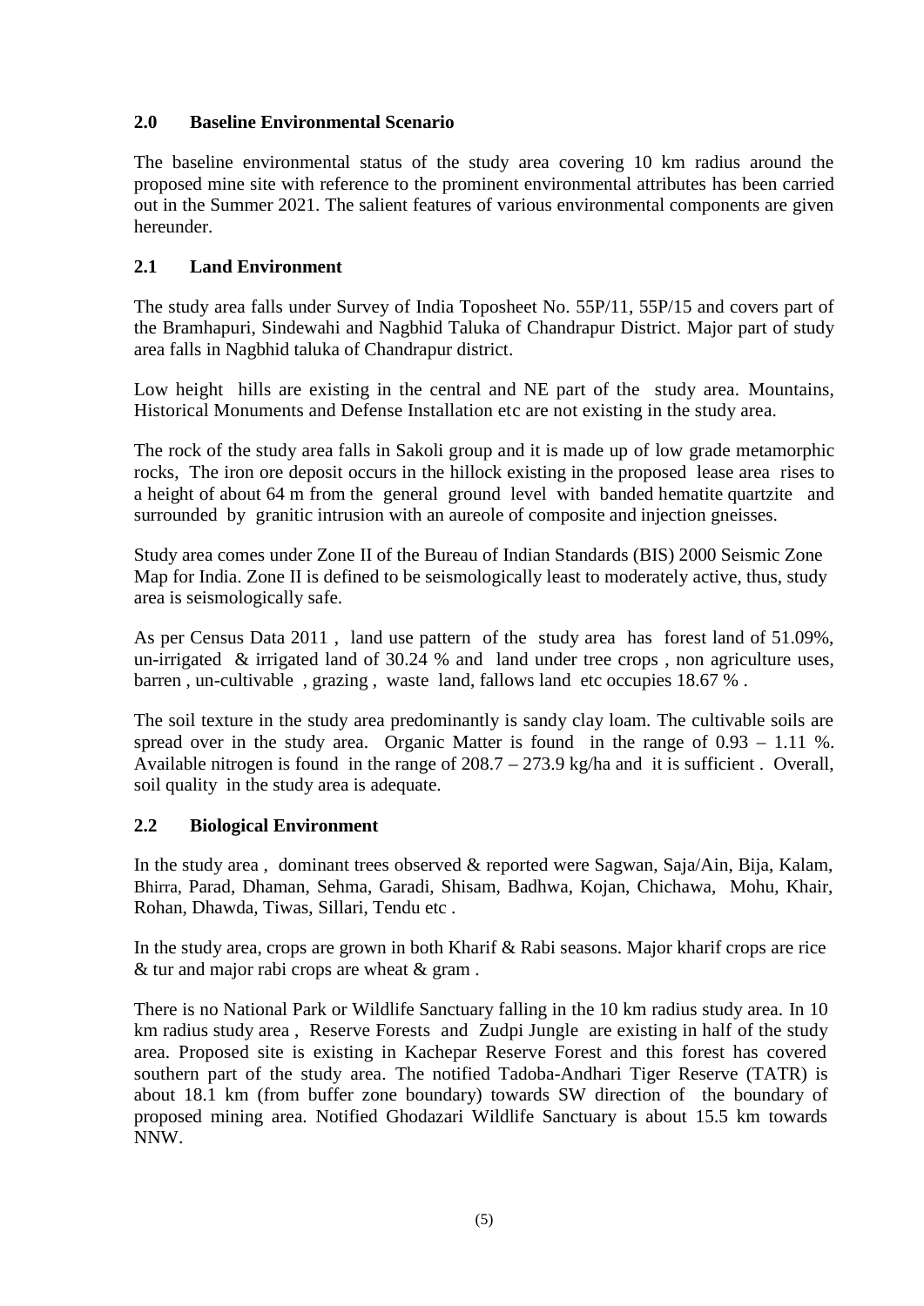## 2.0 Baseline Environmental Scenario

The baseline environmental status of the study area covering 10 km radius around the proposed mine site with reference to the prominent environmental attributes has been carried out in the Summer 2021. The salient features of various environmental components are given hereunder.

## 2.1 Land Environment

The study area falls under Survey of India Toposheet No. 55P/11, 55P/15 and covers part of the Bramhapuri, Sindewahi and Nagbhid Taluka of Chandrapur District. Major part of study area falls in Nagbhid taluka of Chandrapur district.

Low height hills are existing in the central and NE part of the study area. Mountains, Historical Monuments and Defense Installation etc are not existing in the study area.

The rock of the study area falls in Sakoli group and it is made up of low grade metamorphic rocks, The iron ore deposit occurs in the hillock existing in the proposed lease area rises to a height of about 64 m from the general ground level with banded hematite quartzite and surrounded by granitic intrusion with an aureole of composite and injection gneisses.

Study area comes under Zone II of the Bureau of Indian Standards (BIS) 2000 Seismic Zone Map for India. Zone II is defined to be seismologically least to moderately active, thus, study area is seismologically safe.

As per Census Data 2011 , land use pattern of the study area has forest land of 51.09%, un-irrigated & irrigated land of 30.24 % and land under tree crops , non agriculture uses, barren , un-cultivable , grazing , waste land, fallows land etc occupies 18.67 % .

The soil texture in the study area predominantly is sandy clay loam. The cultivable soils are spread over in the study area. Organic Matter is found in the range of 0.93 – 1.11 %. Available nitrogen is found in the range of 208.7 – 273.9 kg/ha and it is sufficient . Overall, soil quality in the study area is adequate.

## 2.2 Biological Environment

In the study area , dominant trees observed & reported were Sagwan, Saja/Ain, Bija, Kalam, Bhirra, Parad, Dhaman, Sehma, Garadi, Shisam, Badhwa, Kojan, Chichawa, Mohu, Khair, Rohan, Dhawda, Tiwas, Sillari, Tendu etc .

In the study area, crops are grown in both Kharif & Rabi seasons. Major kharif crops are rice & tur and major rabi crops are wheat & gram .

There is no National Park or Wildlife Sanctuary falling in the 10 km radius study area. In 10 km radius study area , Reserve Forests and Zudpi Jungle are existing in half of the study area. Proposed site is existing in Kachepar Reserve Forest and this forest has covered southern part of the study area. The notified Tadoba-Andhari Tiger Reserve (TATR) is about 18.1 km (from buffer zone boundary) towards SW direction of the boundary of proposed mining area. Notified Ghodazari Wildlife Sanctuary is about 15.5 km towards NNW.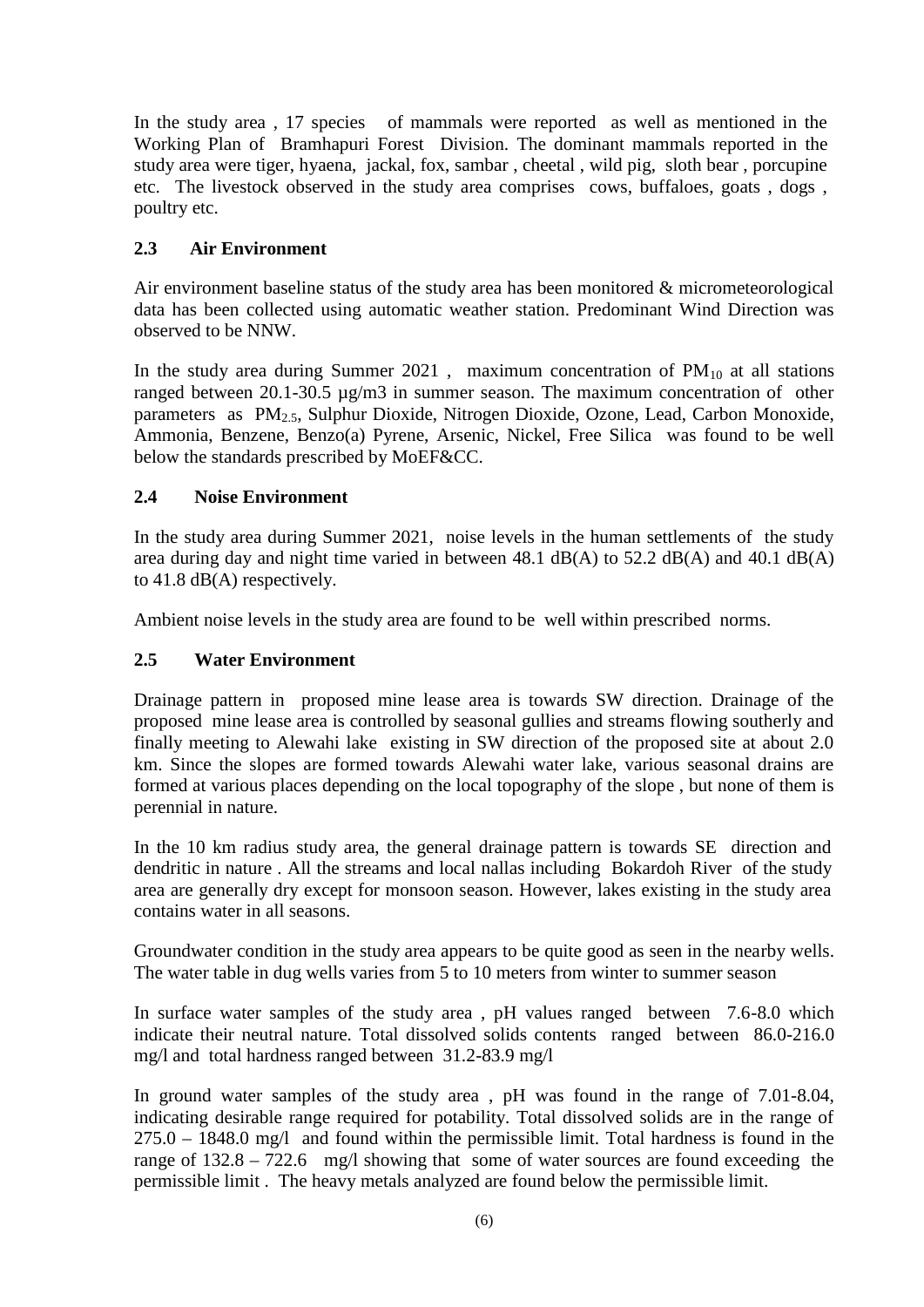In the study area , 17 species of mammals were reported as well as mentioned in the Working Plan of Bramhapuri Forest Division. The dominant mammals reported in the study area were tiger, hyaena, jackal, fox, sambar , cheetal , wild pig, sloth bear , porcupine etc. The livestock observed in the study area comprises cows, buffaloes, goats , dogs , poultry etc.

## 2.3 Air Environment

Air environment baseline status of the study area has been monitored & micrometeorological data has been collected using automatic weather station. Predominant Wind Direction was observed to be NNW.

In the study area during Summer 2021 , maximum concentration of $PM_{10}$ at all stations ranged between 20.1-30.5 µg/m3 in summer season. The maximum concentration of other parameters as $PM_{2.5}$, Sulphur Dioxide, Nitrogen Dioxide, Ozone, Lead, Carbon Monoxide, Ammonia, Benzene, Benzo(a) Pyrene, Arsenic, Nickel, Free Silica was found to be well below the standards prescribed by MoEF&CC.

## 2.4 Noise Environment

In the study area during Summer 2021, noise levels in the human settlements of the study area during day and night time varied in between 48.1 dB(A) to 52.2 dB(A) and 40.1 dB(A) to 41.8 dB(A) respectively.

Ambient noise levels in the study area are found to be well within prescribed norms.

## 2.5 Water Environment

Drainage pattern in proposed mine lease area is towards SW direction. Drainage of the proposed mine lease area is controlled by seasonal gullies and streams flowing southerly and finally meeting to Alewahi lake existing in SW direction of the proposed site at about 2.0 km. Since the slopes are formed towards Alewahi water lake, various seasonal drains are formed at various places depending on the local topography of the slope , but none of them is perennial in nature.

In the 10 km radius study area, the general drainage pattern is towards SE direction and dendritic in nature . All the streams and local nallas including Bokardoh River of the study area are generally dry except for monsoon season. However, lakes existing in the study area contains water in all seasons.

Groundwater condition in the study area appears to be quite good as seen in the nearby wells. The water table in dug wells varies from 5 to 10 meters from winter to summer season

In surface water samples of the study area , pH values ranged between 7.6-8.0 which indicate their neutral nature. Total dissolved solids contents ranged between 86.0-216.0 mg/l and total hardness ranged between 31.2-83.9 mg/l

In ground water samples of the study area , pH was found in the range of 7.01-8.04, indicating desirable range required for potability. Total dissolved solids are in the range of 275.0 – 1848.0 mg/l and found within the permissible limit. Total hardness is found in the range of 132.8 – 722.6 mg/l showing that some of water sources are found exceeding the permissible limit . The heavy metals analyzed are found below the permissible limit.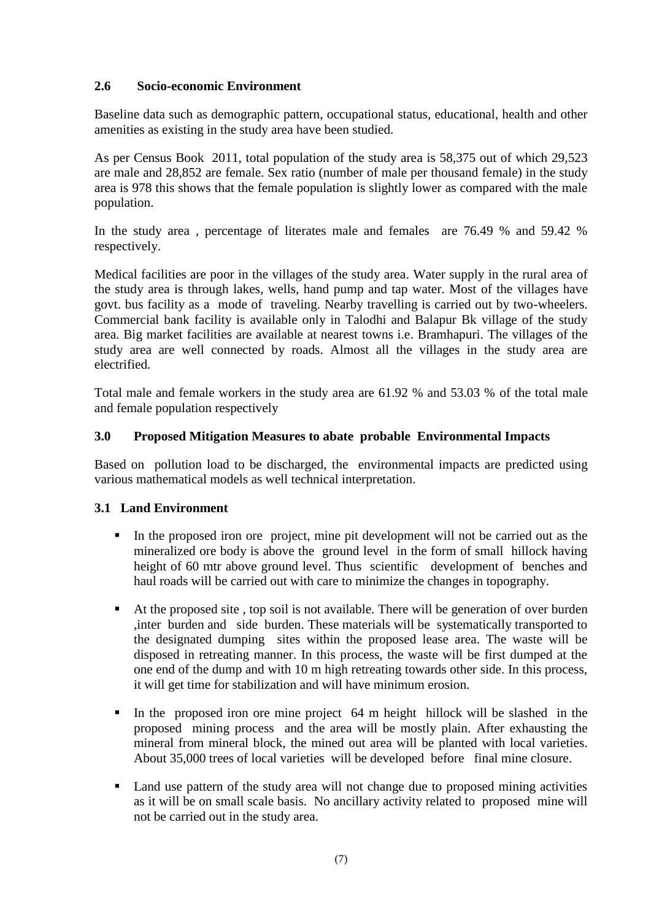### 2.6 Socio-economic Environment

Baseline data such as demographic pattern, occupational status, educational, health and other amenities as existing in the study area have been studied.

As per Census Book 2011, total population of the study area is 58,375 out of which 29,523 are male and 28,852 are female. Sex ratio (number of male per thousand female) in the study area is 978 this shows that the female population is slightly lower as compared with the male population.

In the study area , percentage of literates male and females are 76.49 % and 59.42 % respectively.

Medical facilities are poor in the villages of the study area. Water supply in the rural area of the study area is through lakes, wells, hand pump and tap water. Most of the villages have govt. bus facility as a mode of traveling. Nearby travelling is carried out by two-wheelers. Commercial bank facility is available only in Talodhi and Balapur Bk village of the study area. Big market facilities are available at nearest towns i.e. Bramhapuri. The villages of the study area are well connected by roads. Almost all the villages in the study area are electrified.

Total male and female workers in the study area are 61.92 % and 53.03 % of the total male and female population respectively

## 3.0 Proposed Mitigation Measures to abate probable Environmental Impacts

Based on pollution load to be discharged, the environmental impacts are predicted using various mathematical models as well technical interpretation.

### 3.1 Land Environment

- In the proposed iron ore project, mine pit development will not be carried out as the mineralized ore body is above the ground level in the form of small hillock having height of 60 mtr above ground level. Thus scientific development of benches and haul roads will be carried out with care to minimize the changes in topography.
- At the proposed site , top soil is not available. There will be generation of over burden ,inter burden and side burden. These materials will be systematically transported to the designated dumping sites within the proposed lease area. The waste will be disposed in retreating manner. In this process, the waste will be first dumped at the one end of the dump and with 10 m high retreating towards other side. In this process, it will get time for stabilization and will have minimum erosion.
- In the proposed iron ore mine project 64 m height hillock will be slashed in the proposed mining process and the area will be mostly plain. After exhausting the mineral from mineral block, the mined out area will be planted with local varieties. About 35,000 trees of local varieties will be developed before final mine closure.
- Land use pattern of the study area will not change due to proposed mining activities as it will be on small scale basis. No ancillary activity related to proposed mine will not be carried out in the study area.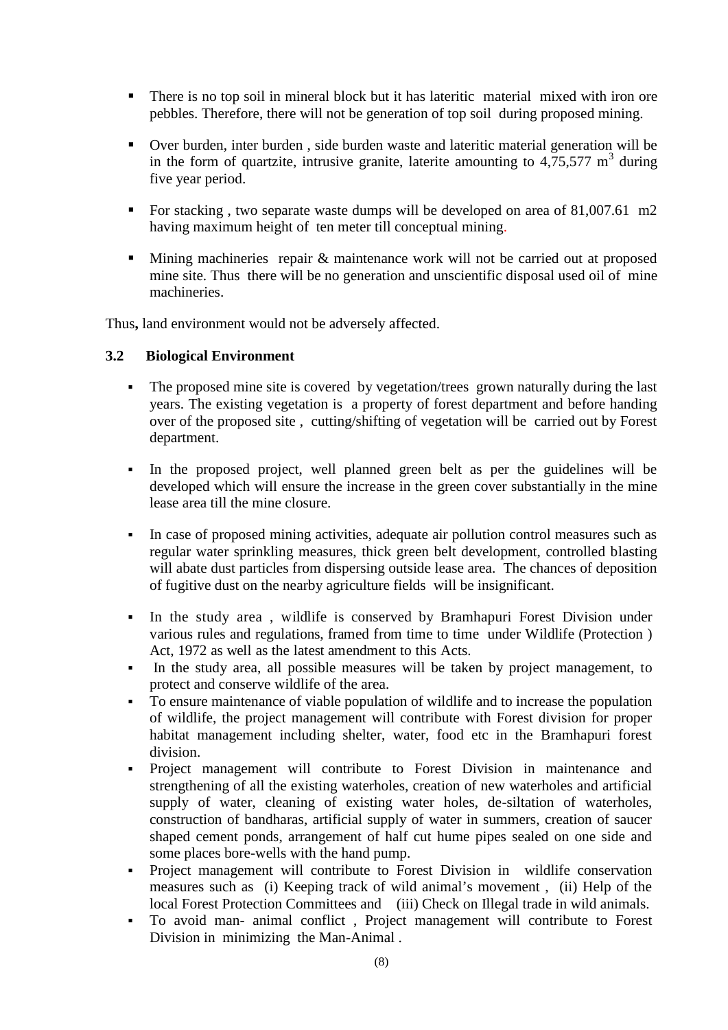- There is no top soil in mineral block but it has lateritic material mixed with iron ore pebbles. Therefore, there will not be generation of top soil during proposed mining.
- Over burden, inter burden , side burden waste and lateritic material generation will be in the form of quartzite, intrusive granite, laterite amounting to 4,75,577 $m^3$ during five year period.
- For stacking , two separate waste dumps will be developed on area of 81,007.61 m2 having maximum height of ten meter till conceptual mining.
- Mining machineries repair & maintenance work will not be carried out at proposed mine site. Thus there will be no generation and unscientific disposal used oil of mine machineries.

Thus**,** land environment would not be adversely affected.

### 3.2 Biological Environment

- The proposed mine site is covered by vegetation/trees grown naturally during the last years. The existing vegetation is a property of forest department and before handing over of the proposed site , cutting/shifting of vegetation will be carried out by Forest department.
- In the proposed project, well planned green belt as per the guidelines will be developed which will ensure the increase in the green cover substantially in the mine lease area till the mine closure.
- In case of proposed mining activities, adequate air pollution control measures such as regular water sprinkling measures, thick green belt development, controlled blasting will abate dust particles from dispersing outside lease area. The chances of deposition of fugitive dust on the nearby agriculture fields will be insignificant.
- In the study area , wildlife is conserved by Bramhapuri Forest Division under various rules and regulations, framed from time to time under Wildlife (Protection ) Act, 1972 as well as the latest amendment to this Acts.
- In the study area, all possible measures will be taken by project management, to protect and conserve wildlife of the area.
- To ensure maintenance of viable population of wildlife and to increase the population of wildlife, the project management will contribute with Forest division for proper habitat management including shelter, water, food etc in the Bramhapuri forest division.
- Project management will contribute to Forest Division in maintenance and strengthening of all the existing waterholes, creation of new waterholes and artificial supply of water, cleaning of existing water holes, de-siltation of waterholes, construction of bandharas, artificial supply of water in summers, creation of saucer shaped cement ponds, arrangement of half cut hume pipes sealed on one side and some places bore-wells with the hand pump.
- Project management will contribute to Forest Division in wildlife conservation measures such as (i) Keeping track of wild animal's movement , (ii) Help of the local Forest Protection Committees and (iii) Check on Illegal trade in wild animals.
- To avoid man- animal conflict , Project management will contribute to Forest Division in minimizing the Man-Animal .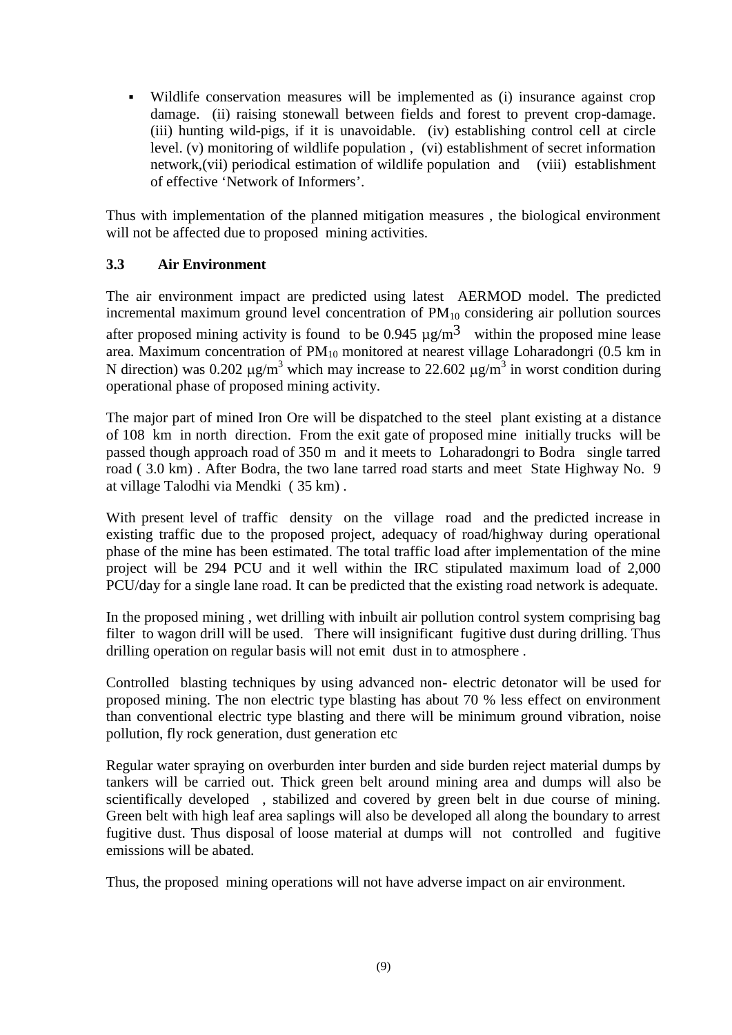- Wildlife conservation measures will be implemented as (i) insurance against crop damage. (ii) raising stonewall between fields and forest to prevent crop-damage. (iii) hunting wild-pigs, if it is unavoidable. (iv) establishing control cell at circle level. (v) monitoring of wildlife population , (vi) establishment of secret information network,(vii) periodical estimation of wildlife population and (viii) establishment of effective 'Network of Informers'.

Thus with implementation of the planned mitigation measures , the biological environment will not be affected due to proposed mining activities.

### 3.3 Air Environment

The air environment impact are predicted using latest AERMOD model. The predicted incremental maximum ground level concentration of $PM_{10}$ considering air pollution sources after proposed mining activity is found to be 0.945 $\mu g/m^3$ within the proposed mine lease area. Maximum concentration of $PM_{10}$ monitored at nearest village Loharadongri (0.5 km in N direction) was 0.202 $\mu g/m^3$ which may increase to 22.602 $\mu g/m^3$ in worst condition during operational phase of proposed mining activity.

The major part of mined Iron Ore will be dispatched to the steel plant existing at a distance of 108 km in north direction. From the exit gate of proposed mine initially trucks will be passed though approach road of 350 m and it meets to Loharadongri to Bodra single tarred road ( 3.0 km) . After Bodra, the two lane tarred road starts and meet State Highway No. 9 at village Talodhi via Mendki ( 35 km) .

With present level of traffic density on the village road and the predicted increase in existing traffic due to the proposed project, adequacy of road/highway during operational phase of the mine has been estimated. The total traffic load after implementation of the mine project will be 294 PCU and it well within the IRC stipulated maximum load of 2,000 PCU/day for a single lane road. It can be predicted that the existing road network is adequate.

In the proposed mining , wet drilling with inbuilt air pollution control system comprising bag filter to wagon drill will be used. There will insignificant fugitive dust during drilling. Thus drilling operation on regular basis will not emit dust in to atmosphere .

Controlled blasting techniques by using advanced non- electric detonator will be used for proposed mining. The non electric type blasting has about 70 % less effect on environment than conventional electric type blasting and there will be minimum ground vibration, noise pollution, fly rock generation, dust generation etc

Regular water spraying on overburden inter burden and side burden reject material dumps by tankers will be carried out. Thick green belt around mining area and dumps will also be scientifically developed , stabilized and covered by green belt in due course of mining. Green belt with high leaf area saplings will also be developed all along the boundary to arrest fugitive dust. Thus disposal of loose material at dumps will not controlled and fugitive emissions will be abated.

Thus, the proposed mining operations will not have adverse impact on air environment.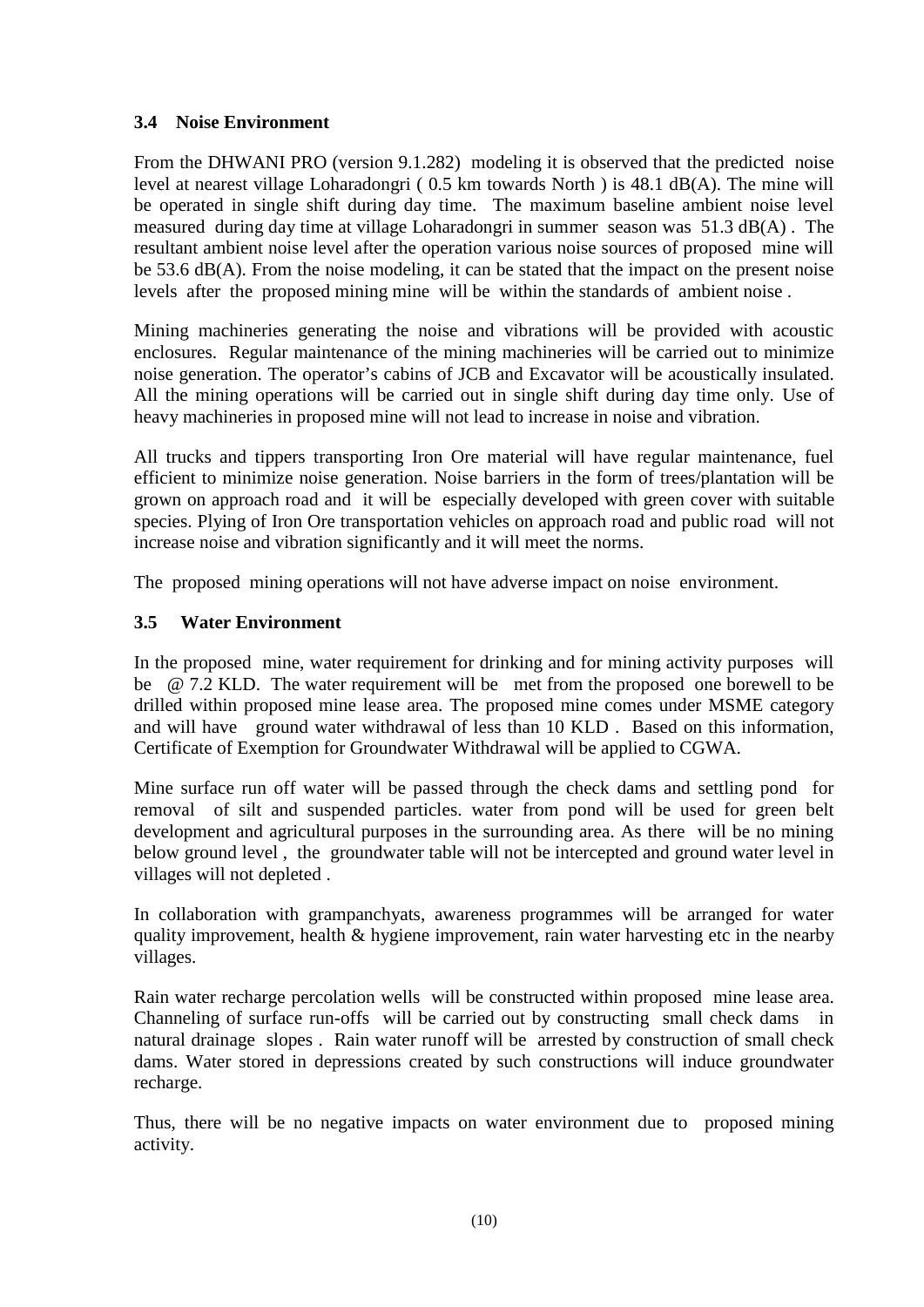### 3.4 Noise Environment

From the DHWANI PRO (version 9.1.282) modeling it is observed that the predicted noise level at nearest village Loharadongri ( 0.5 km towards North ) is 48.1 dB(A). The mine will be operated in single shift during day time. The maximum baseline ambient noise level measured during day time at village Loharadongri in summer season was 51.3 dB(A) . The resultant ambient noise level after the operation various noise sources of proposed mine will be 53.6 dB(A). From the noise modeling, it can be stated that the impact on the present noise levels after the proposed mining mine will be within the standards of ambient noise .

Mining machineries generating the noise and vibrations will be provided with acoustic enclosures. Regular maintenance of the mining machineries will be carried out to minimize noise generation. The operator's cabins of JCB and Excavator will be acoustically insulated. All the mining operations will be carried out in single shift during day time only. Use of heavy machineries in proposed mine will not lead to increase in noise and vibration.

All trucks and tippers transporting Iron Ore material will have regular maintenance, fuel efficient to minimize noise generation. Noise barriers in the form of trees/plantation will be grown on approach road and it will be especially developed with green cover with suitable species. Plying of Iron Ore transportation vehicles on approach road and public road will not increase noise and vibration significantly and it will meet the norms.

The proposed mining operations will not have adverse impact on noise environment.

### 3.5 Water Environment

In the proposed mine, water requirement for drinking and for mining activity purposes will be @ 7.2 KLD. The water requirement will be met from the proposed one borewell to be drilled within proposed mine lease area. The proposed mine comes under MSME category and will have ground water withdrawal of less than 10 KLD . Based on this information, Certificate of Exemption for Groundwater Withdrawal will be applied to CGWA.

Mine surface run off water will be passed through the check dams and settling pond for removal of silt and suspended particles. water from pond will be used for green belt development and agricultural purposes in the surrounding area. As there will be no mining below ground level , the groundwater table will not be intercepted and ground water level in villages will not depleted .

In collaboration with grampanchyats, awareness programmes will be arranged for water quality improvement, health & hygiene improvement, rain water harvesting etc in the nearby villages.

Rain water recharge percolation wells will be constructed within proposed mine lease area. Channeling of surface run-offs will be carried out by constructing small check dams in natural drainage slopes . Rain water runoff will be arrested by construction of small check dams. Water stored in depressions created by such constructions will induce groundwater recharge.

Thus, there will be no negative impacts on water environment due to proposed mining activity.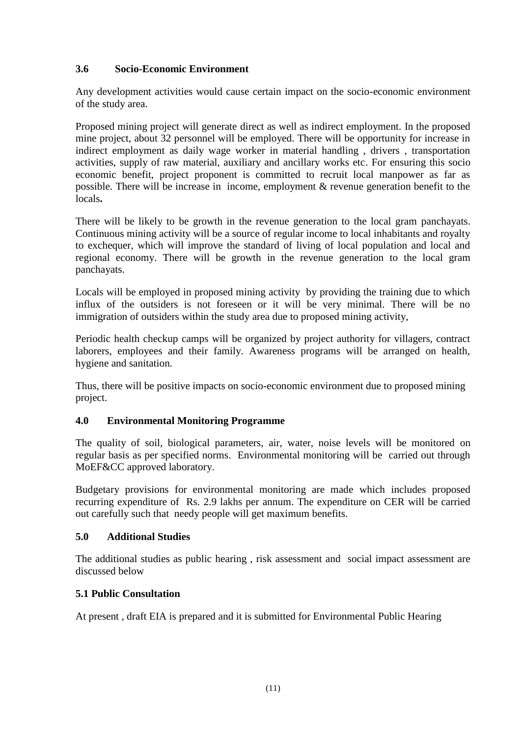### 3.6 Socio-Economic Environment

Any development activities would cause certain impact on the socio-economic environment of the study area.

Proposed mining project will generate direct as well as indirect employment. In the proposed mine project, about 32 personnel will be employed. There will be opportunity for increase in indirect employment as daily wage worker in material handling , drivers , transportation activities, supply of raw material, auxiliary and ancillary works etc. For ensuring this socio economic benefit, project proponent is committed to recruit local manpower as far as possible. There will be increase in income, employment & revenue generation benefit to the locals**.**

There will be likely to be growth in the revenue generation to the local gram panchayats. Continuous mining activity will be a source of regular income to local inhabitants and royalty to exchequer, which will improve the standard of living of local population and local and regional economy. There will be growth in the revenue generation to the local gram panchayats.

Locals will be employed in proposed mining activity by providing the training due to which influx of the outsiders is not foreseen or it will be very minimal. There will be no immigration of outsiders within the study area due to proposed mining activity,

Periodic health checkup camps will be organized by project authority for villagers, contract laborers, employees and their family. Awareness programs will be arranged on health, hygiene and sanitation.

Thus, there will be positive impacts on socio-economic environment due to proposed mining project.

## 4.0 Environmental Monitoring Programme

The quality of soil, biological parameters, air, water, noise levels will be monitored on regular basis as per specified norms. Environmental monitoring will be carried out through MoEF&CC approved laboratory.

Budgetary provisions for environmental monitoring are made which includes proposed recurring expenditure of Rs. 2.9 lakhs per annum. The expenditure on CER will be carried out carefully such that needy people will get maximum benefits.

## 5.0 Additional Studies

The additional studies as public hearing , risk assessment and social impact assessment are discussed below

### 5.1 Public Consultation

At present , draft EIA is prepared and it is submitted for Environmental Public Hearing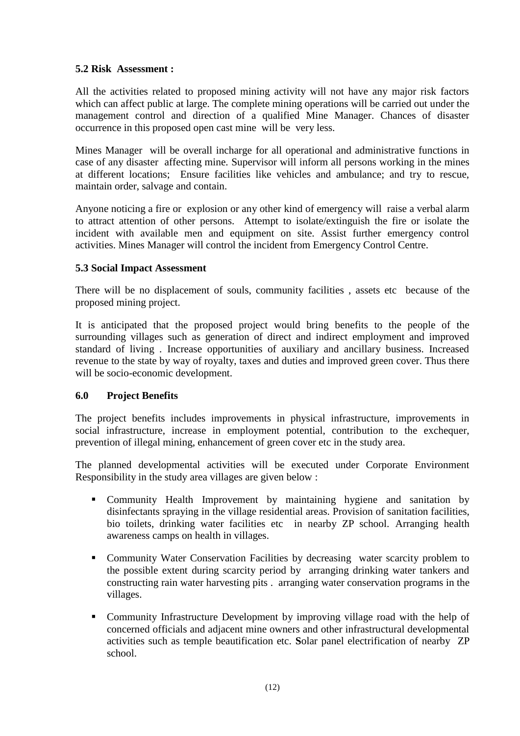### 5.2 Risk Assessment :

All the activities related to proposed mining activity will not have any major risk factors which can affect public at large. The complete mining operations will be carried out under the management control and direction of a qualified Mine Manager. Chances of disaster occurrence in this proposed open cast mine will be very less.

Mines Manager will be overall incharge for all operational and administrative functions in case of any disaster affecting mine. Supervisor will inform all persons working in the mines at different locations; Ensure facilities like vehicles and ambulance; and try to rescue, maintain order, salvage and contain.

Anyone noticing a fire or explosion or any other kind of emergency will raise a verbal alarm to attract attention of other persons. Attempt to isolate/extinguish the fire or isolate the incident with available men and equipment on site. Assist further emergency control activities. Mines Manager will control the incident from Emergency Control Centre.

### 5.3 Social Impact Assessment

There will be no displacement of souls, community facilities , assets etc because of the proposed mining project.

It is anticipated that the proposed project would bring benefits to the people of the surrounding villages such as generation of direct and indirect employment and improved standard of living . Increase opportunities of auxiliary and ancillary business. Increased revenue to the state by way of royalty, taxes and duties and improved green cover. Thus there will be socio-economic development.

## 6.0 Project Benefits

The project benefits includes improvements in physical infrastructure, improvements in social infrastructure, increase in employment potential, contribution to the exchequer, prevention of illegal mining, enhancement of green cover etc in the study area.

The planned developmental activities will be executed under Corporate Environment Responsibility in the study area villages are given below :

- Community Health Improvement by maintaining hygiene and sanitation by disinfectants spraying in the village residential areas. Provision of sanitation facilities, bio toilets, drinking water facilities etc in nearby ZP school. Arranging health awareness camps on health in villages.
- Community Water Conservation Facilities by decreasing water scarcity problem to the possible extent during scarcity period by arranging drinking water tankers and constructing rain water harvesting pits . arranging water conservation programs in the villages.
- Community Infrastructure Development by improving village road with the help of concerned officials and adjacent mine owners and other infrastructural developmental activities such as temple beautification etc. **S**olar panel electrification of nearby ZP school.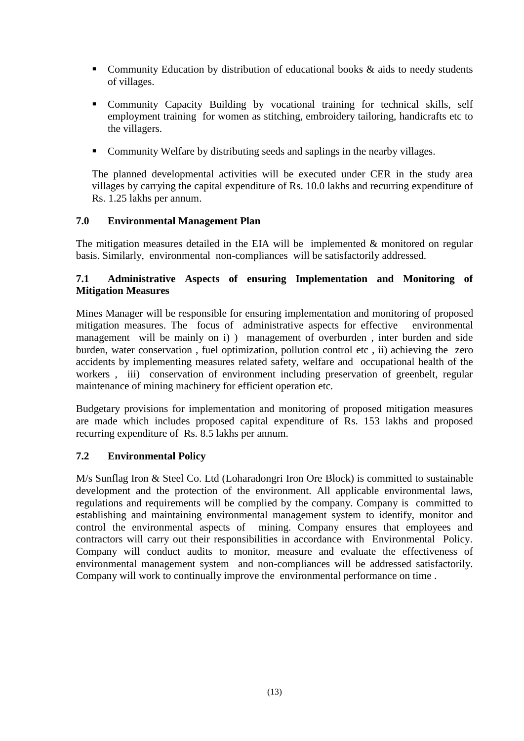- Community Education by distribution of educational books & aids to needy students of villages.
- Community Capacity Building by vocational training for technical skills, self employment training for women as stitching, embroidery tailoring, handicrafts etc to the villagers.
- Community Welfare by distributing seeds and saplings in the nearby villages.

The planned developmental activities will be executed under CER in the study area villages by carrying the capital expenditure of Rs. 10.0 lakhs and recurring expenditure of Rs. 1.25 lakhs per annum.

## 7.0 Environmental Management Plan

The mitigation measures detailed in the EIA will be implemented & monitored on regular basis. Similarly, environmental non-compliances will be satisfactorily addressed.

### 7.1 Administrative Aspects of ensuring Implementation and Monitoring of Mitigation Measures

Mines Manager will be responsible for ensuring implementation and monitoring of proposed mitigation measures. The focus of administrative aspects for effective environmental management will be mainly on i) ) management of overburden , inter burden and side burden, water conservation , fuel optimization, pollution control etc , ii) achieving the zero accidents by implementing measures related safety, welfare and occupational health of the workers , iii) conservation of environment including preservation of greenbelt, regular maintenance of mining machinery for efficient operation etc.

Budgetary provisions for implementation and monitoring of proposed mitigation measures are made which includes proposed capital expenditure of Rs. 153 lakhs and proposed recurring expenditure of Rs. 8.5 lakhs per annum.

### 7.2 Environmental Policy

M/s Sunflag Iron & Steel Co. Ltd (Loharadongri Iron Ore Block) is committed to sustainable development and the protection of the environment. All applicable environmental laws, regulations and requirements will be complied by the company. Company is committed to establishing and maintaining environmental management system to identify, monitor and control the environmental aspects of mining. Company ensures that employees and contractors will carry out their responsibilities in accordance with Environmental Policy. Company will conduct audits to monitor, measure and evaluate the effectiveness of environmental management system and non-compliances will be addressed satisfactorily. Company will work to continually improve the environmental performance on time .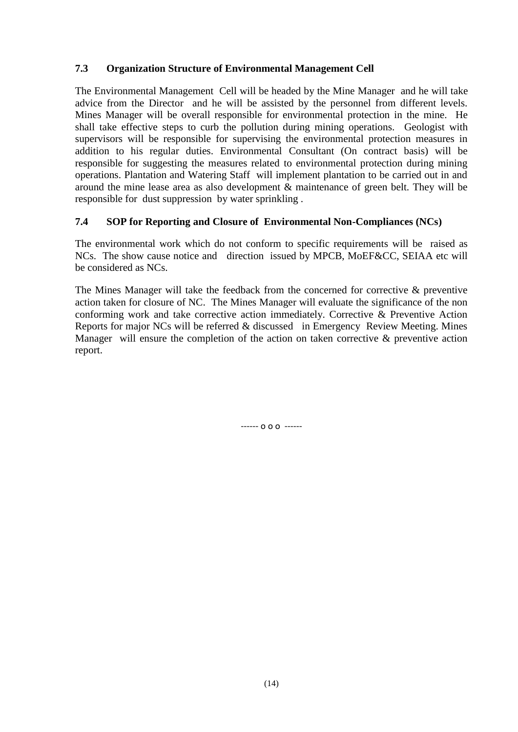### 7.3 Organization Structure of Environmental Management Cell

The Environmental Management Cell will be headed by the Mine Manager and he will take advice from the Director and he will be assisted by the personnel from different levels. Mines Manager will be overall responsible for environmental protection in the mine. He shall take effective steps to curb the pollution during mining operations. Geologist with supervisors will be responsible for supervising the environmental protection measures in addition to his regular duties. Environmental Consultant (On contract basis) will be responsible for suggesting the measures related to environmental protection during mining operations. Plantation and Watering Staff will implement plantation to be carried out in and around the mine lease area as also development & maintenance of green belt. They will be responsible for dust suppression by water sprinkling .

### 7.4 SOP for Reporting and Closure of Environmental Non-Compliances (NCs)

The environmental work which do not conform to specific requirements will be raised as NCs. The show cause notice and direction issued by MPCB, MoEF&CC, SEIAA etc will be considered as NCs.

The Mines Manager will take the feedback from the concerned for corrective & preventive action taken for closure of NC. The Mines Manager will evaluate the significance of the non conforming work and take corrective action immediately. Corrective & Preventive Action Reports for major NCs will be referred & discussed in Emergency Review Meeting. Mines Manager will ensure the completion of the action on taken corrective & preventive action report.

------ o o o ------